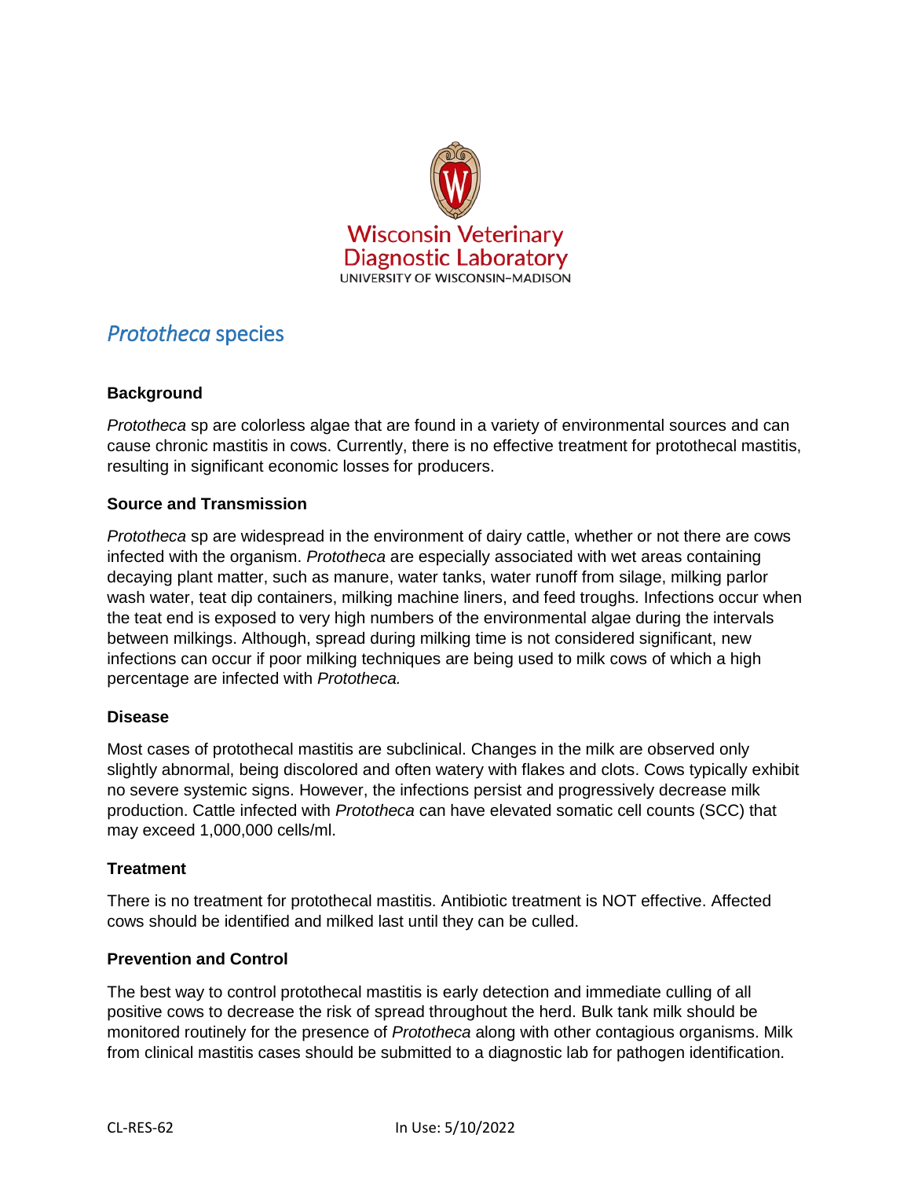Wisconsin Veterinary Diagnostic Laboratory
UNIVERSITY OF WISCONSIN–MADISON

# *Prototheca* species

## Background

*Prototheca* sp are colorless algae that are found in a variety of environmental sources and can cause chronic mastitis in cows. Currently, there is no effective treatment for protothecal mastitis, resulting in significant economic losses for producers.

## Source and Transmission

*Prototheca* sp are widespread in the environment of dairy cattle, whether or not there are cows infected with the organism. *Prototheca* are especially associated with wet areas containing decaying plant matter, such as manure, water tanks, water runoff from silage, milking parlor wash water, teat dip containers, milking machine liners, and feed troughs. Infections occur when the teat end is exposed to very high numbers of the environmental algae during the intervals between milkings. Although, spread during milking time is not considered significant, new infections can occur if poor milking techniques are being used to milk cows of which a high percentage are infected with *Prototheca.*

## Disease

Most cases of protothecal mastitis are subclinical. Changes in the milk are observed only slightly abnormal, being discolored and often watery with flakes and clots. Cows typically exhibit no severe systemic signs. However, the infections persist and progressively decrease milk production. Cattle infected with *Prototheca* can have elevated somatic cell counts (SCC) that may exceed 1,000,000 cells/ml.

## Treatment

There is no treatment for protothecal mastitis. Antibiotic treatment is NOT effective. Affected cows should be identified and milked last until they can be culled.

## Prevention and Control

The best way to control protothecal mastitis is early detection and immediate culling of all positive cows to decrease the risk of spread throughout the herd. Bulk tank milk should be monitored routinely for the presence of *Prototheca* along with other contagious organisms. Milk from clinical mastitis cases should be submitted to a diagnostic lab for pathogen identification.

CL-RES-62 In Use: 5/10/2022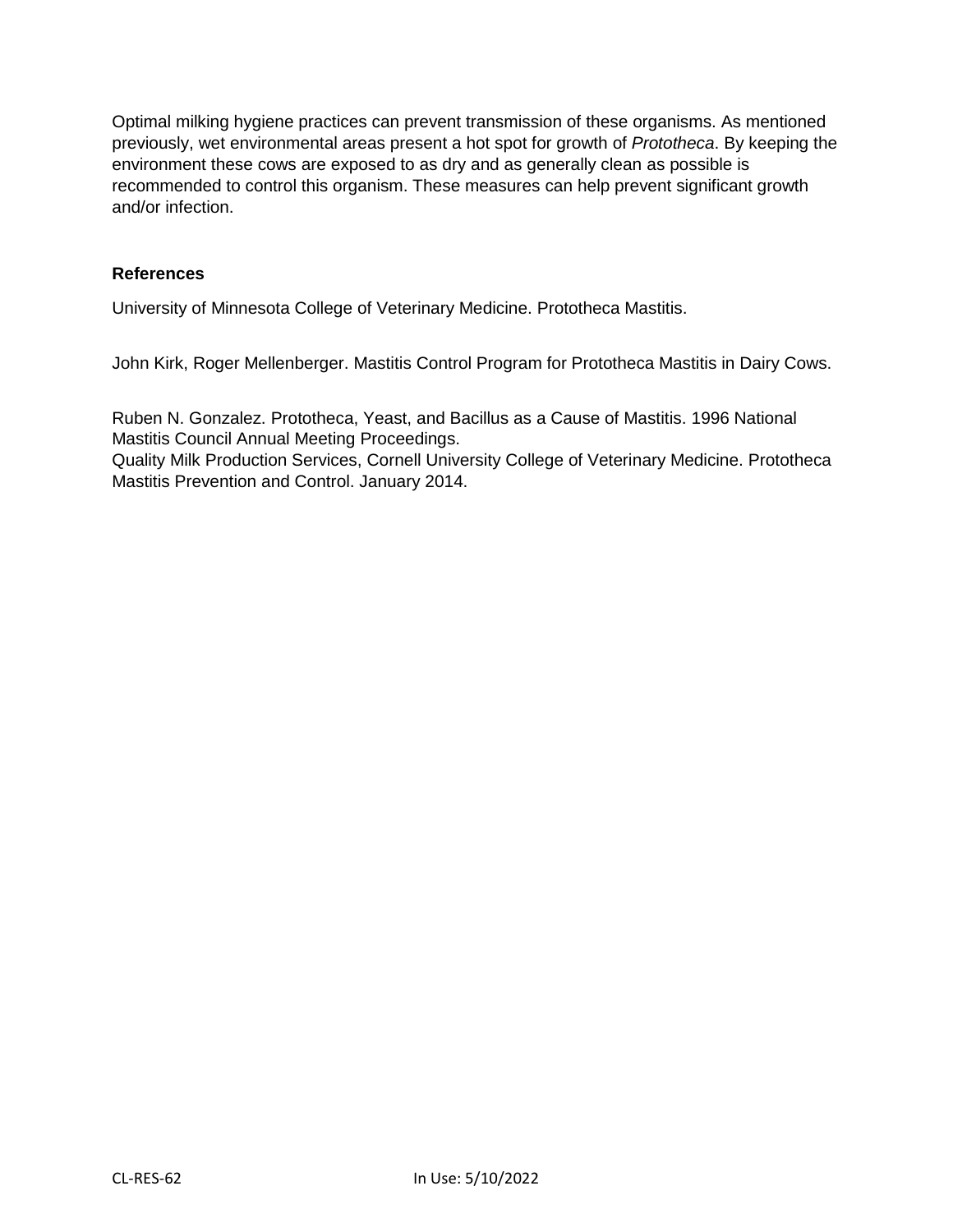Optimal milking hygiene practices can prevent transmission of these organisms. As mentioned previously, wet environmental areas present a hot spot for growth of *Prototheca*. By keeping the environment these cows are exposed to as dry and as generally clean as possible is recommended to control this organism. These measures can help prevent significant growth and/or infection.

**References**

University of Minnesota College of Veterinary Medicine. Prototheca Mastitis.

John Kirk, Roger Mellenberger. Mastitis Control Program for Prototheca Mastitis in Dairy Cows.

Ruben N. Gonzalez. Prototheca, Yeast, and Bacillus as a Cause of Mastitis. 1996 National Mastitis Council Annual Meeting Proceedings.

Quality Milk Production Services, Cornell University College of Veterinary Medicine. Prototheca Mastitis Prevention and Control. January 2014.